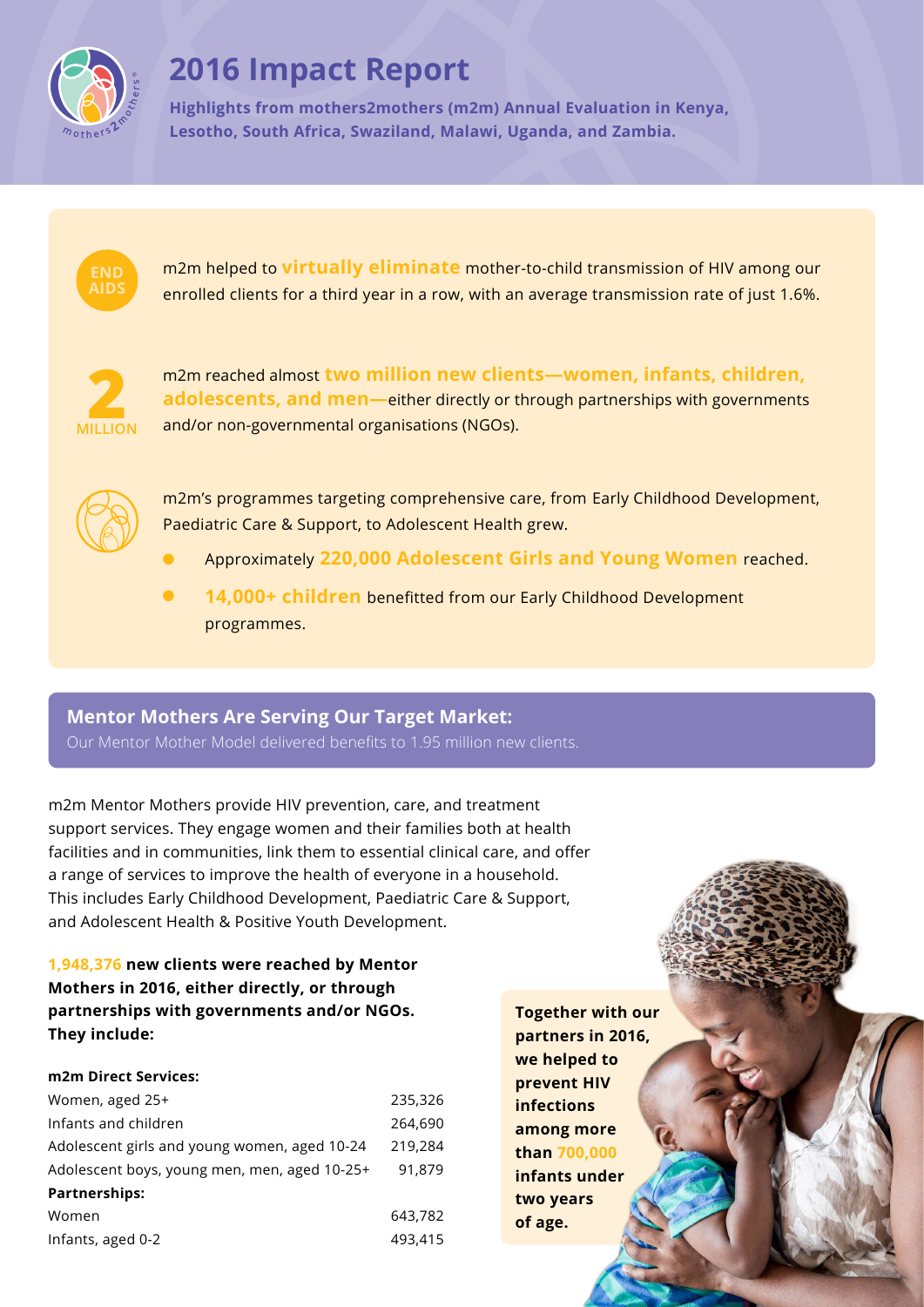# 2016 Impact Report

**Highlights from mothers2mothers (m2m) Annual Evaluation in Kenya, Lesotho, South Africa, Swaziland, Malawi, Uganda, and Zambia.**

**END AIDS**

m2m helped to **virtually eliminate** mother-to-child transmission of HIV among our enrolled clients for a third year in a row, with an average transmission rate of just 1.6%.

**2 MILLION**

m2m reached almost **two million new clients—women, infants, children, adolescents, and men—**either directly or through partnerships with governments and/or non-governmental organisations (NGOs).

m2m's programmes targeting comprehensive care, from Early Childhood Development, Paediatric Care & Support, to Adolescent Health grew.

- Approximately **220,000 Adolescent Girls and Young Women** reached.
- **14,000+ children** benefitted from our Early Childhood Development programmes.

## Mentor Mothers Are Serving Our Target Market:

Our Mentor Mother Model delivered benefits to 1.95 million new clients.

m2m Mentor Mothers provide HIV prevention, care, and treatment support services. They engage women and their families both at health facilities and in communities, link them to essential clinical care, and offer a range of services to improve the health of everyone in a household. This includes Early Childhood Development, Paediatric Care & Support, and Adolescent Health & Positive Youth Development.

**1,948,376 new clients were reached by Mentor Mothers in 2016, either directly, or through partnerships with governments and/or NGOs. They include:**

| **m2m Direct Services:** | |
|---|---|
| Women, aged 25+ | 235,326 |
| Infants and children | 264,690 |
| Adolescent girls and young women, aged 10-24 | 219,284 |
| Adolescent boys, young men, men, aged 10-25+ | 91,879 |
| **Partnerships:** | |
| Women | 643,782 |
| Infants, aged 0-2 | 493,415 |

**Together with our partners in 2016, we helped to prevent HIV infections among more than 700,000 infants under two years of age.**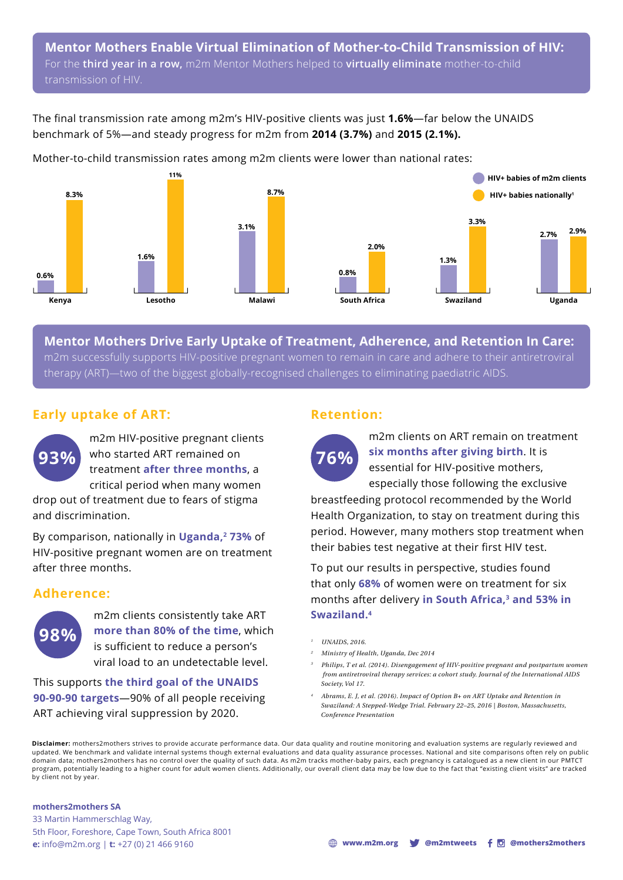## Mentor Mothers Enable Virtual Elimination of Mother-to-Child Transmission of HIV:

For the **third year in a row,** m2m Mentor Mothers helped to **virtually eliminate** mother-to-child transmission of HIV.

The final transmission rate among m2m's HIV-positive clients was just **1.6%**—far below the UNAIDS benchmark of 5%—and steady progress for m2m from **2014 (3.7%)** and **2015 (2.1%).**

Mother-to-child transmission rates among m2m clients were lower than national rates:

HIV+ babies of m2m clients
HIV+ babies nationally[1]

Kenya: 0.6% 8.3%
Lesotho: 1.6% 11%
Malawi: 3.1% 8.7%
South Africa: 0.8% 2.0%
Swaziland: 1.3% 3.3%
Uganda: 2.7% 2.9%

## Mentor Mothers Drive Early Uptake of Treatment, Adherence, and Retention In Care:

m2m successfully supports HIV-positive pregnant women to remain in care and adhere to their antiretroviral therapy (ART)—two of the biggest globally-recognised challenges to eliminating paediatric AIDS.

### Early uptake of ART:

**93%** m2m HIV-positive pregnant clients who started ART remained on treatment **after three months**, a critical period when many women drop out of treatment due to fears of stigma and discrimination.

By comparison, nationally in **Uganda,[2] 73%** of HIV-positive pregnant women are on treatment after three months.

### Adherence:

**98%** m2m clients consistently take ART **more than 80% of the time**, which is sufficient to reduce a person's viral load to an undetectable level.

This supports **the third goal of the UNAIDS 90-90-90 targets**—90% of all people receiving ART achieving viral suppression by 2020.

### Retention:

**76%** m2m clients on ART remain on treatment **six months after giving birth**. It is essential for HIV-positive mothers, especially those following the exclusive breastfeeding protocol recommended by the World Health Organization, to stay on treatment during this period. However, many mothers stop treatment when their babies test negative at their first HIV test.

To put our results in perspective, studies found that only **68%** of women were on treatment for six months after delivery **in South Africa,[3] and 53% in Swaziland.[4]**

1. UNAIDS, 2016.
2. Ministry of Health, Uganda, Dec 2014
3. Philips, T et al. (2014). Disengagement of HIV-positive pregnant and postpartum women from antiretroviral therapy services: a cohort study. Journal of the International AIDS Society, Vol 17.
4. Abrams, E. J, et al. (2016). Impact of Option B+ on ART Uptake and Retention in Swaziland: A Stepped-Wedge Trial. February 22–25, 2016 | Boston, Massachusetts, Conference Presentation

**Disclaimer:** mothers2mothers strives to provide accurate performance data. Our data quality and routine monitoring and evaluation systems are regularly reviewed and updated. We benchmark and validate internal systems though external evaluations and data quality assurance processes. National and site comparisons often rely on public domain data; mothers2mothers has no control over the quality of such data. As m2m tracks mother-baby pairs, each pregnancy is catalogued as a new client in our PMTCT program, potentially leading to a higher count for adult women clients. Additionally, our overall client data may be low due to the fact that "existing client visits" are tracked by client not by year.

**mothers2mothers SA**
33 Martin Hammerschlag Way,
5th Floor, Foreshore, Cape Town, South Africa 8001
**e:** info@m2m.org | **t:** +27 (0) 21 466 9160

www.m2m.org | @m2mtweets | @mothers2mothers